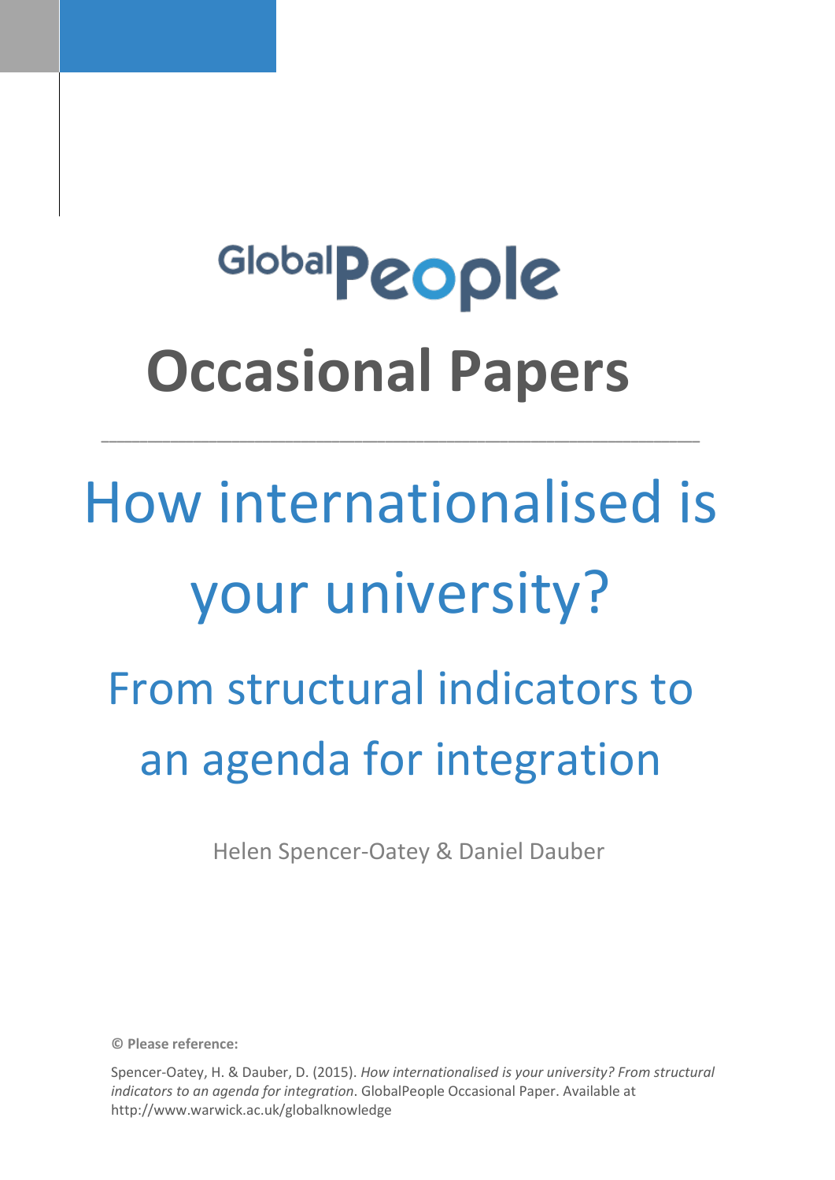GlobalPeople

# Occasional Papers

---

# How internationalised is your university?

## From structural indicators to an agenda for integration

Helen Spencer-Oatey & Daniel Dauber

**© Please reference:**

Spencer-Oatey, H. & Dauber, D. (2015). *How internationalised is your university? From structural indicators to an agenda for integration*. GlobalPeople Occasional Paper. Available at http://www.warwick.ac.uk/globalknowledge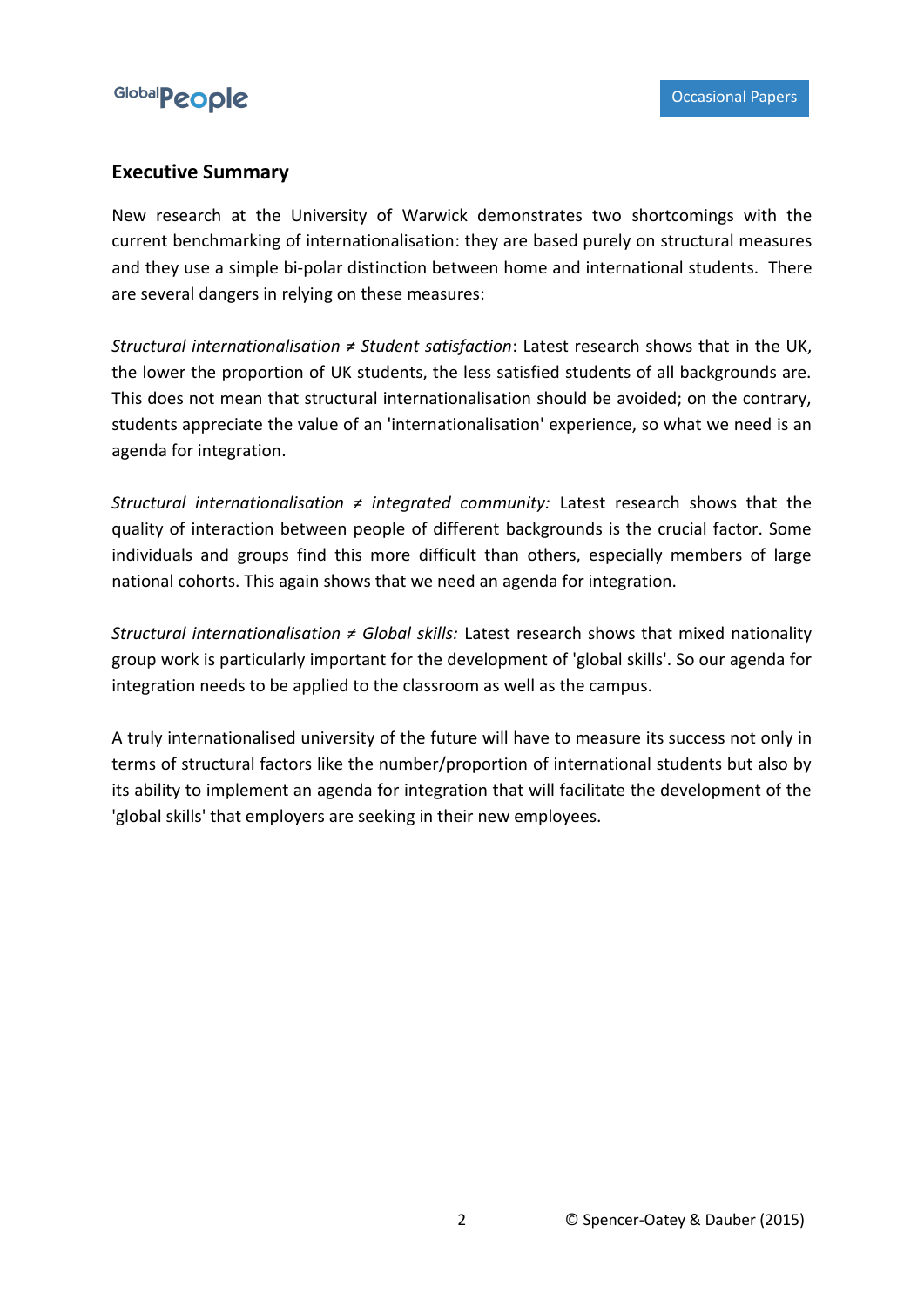## Executive Summary

New research at the University of Warwick demonstrates two shortcomings with the current benchmarking of internationalisation: they are based purely on structural measures and they use a simple bi-polar distinction between home and international students. There are several dangers in relying on these measures:

*Structural internationalisation ≠ Student satisfaction*: Latest research shows that in the UK, the lower the proportion of UK students, the less satisfied students of all backgrounds are. This does not mean that structural internationalisation should be avoided; on the contrary, students appreciate the value of an 'internationalisation' experience, so what we need is an agenda for integration.

*Structural internationalisation ≠ integrated community:* Latest research shows that the quality of interaction between people of different backgrounds is the crucial factor. Some individuals and groups find this more difficult than others, especially members of large national cohorts. This again shows that we need an agenda for integration.

*Structural internationalisation ≠ Global skills:* Latest research shows that mixed nationality group work is particularly important for the development of 'global skills'. So our agenda for integration needs to be applied to the classroom as well as the campus.

A truly internationalised university of the future will have to measure its success not only in terms of structural factors like the number/proportion of international students but also by its ability to implement an agenda for integration that will facilitate the development of the 'global skills' that employers are seeking in their new employees.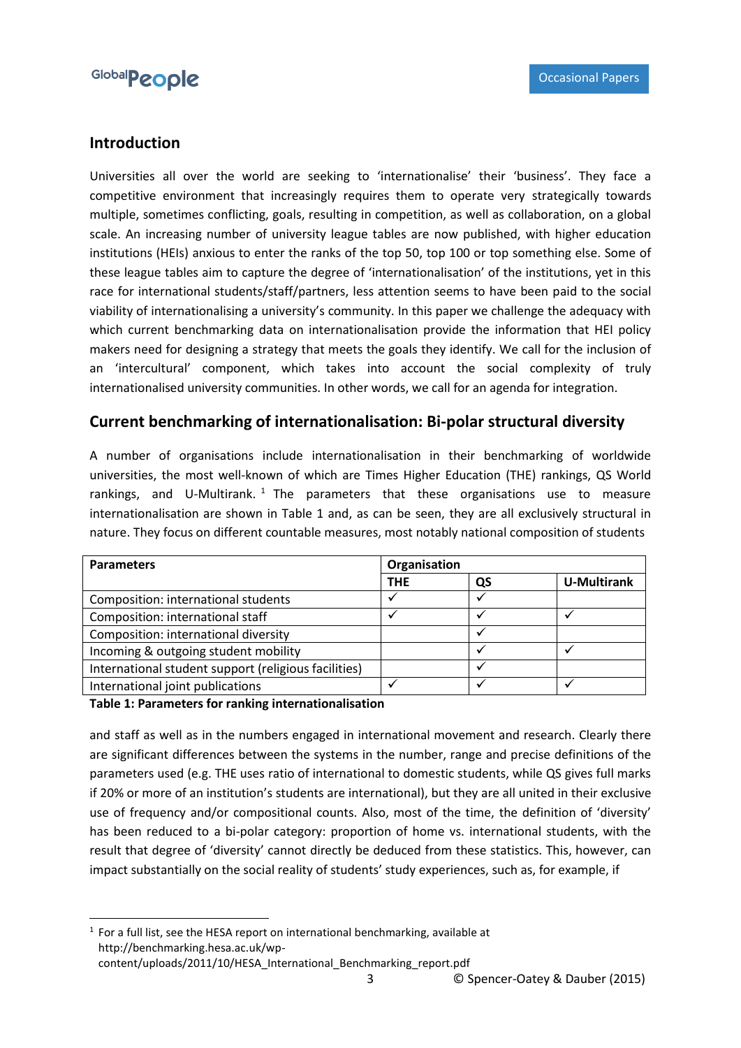## Introduction

Universities all over the world are seeking to 'internationalise' their 'business'. They face a competitive environment that increasingly requires them to operate very strategically towards multiple, sometimes conflicting, goals, resulting in competition, as well as collaboration, on a global scale. An increasing number of university league tables are now published, with higher education institutions (HEIs) anxious to enter the ranks of the top 50, top 100 or top something else. Some of these league tables aim to capture the degree of 'internationalisation' of the institutions, yet in this race for international students/staff/partners, less attention seems to have been paid to the social viability of internationalising a university's community. In this paper we challenge the adequacy with which current benchmarking data on internationalisation provide the information that HEI policy makers need for designing a strategy that meets the goals they identify. We call for the inclusion of an 'intercultural' component, which takes into account the social complexity of truly internationalised university communities. In other words, we call for an agenda for integration.

## Current benchmarking of internationalisation: Bi-polar structural diversity

A number of organisations include internationalisation in their benchmarking of worldwide universities, the most well-known of which are Times Higher Education (THE) rankings, QS World rankings, and U-Multirank. [1] The parameters that these organisations use to measure internationalisation are shown in Table 1 and, as can be seen, they are all exclusively structural in nature. They focus on different countable measures, most notably national composition of students and staff as well as in the numbers engaged in international movement and research. Clearly there are significant differences between the systems in the number, range and precise definitions of the parameters used (e.g. THE uses ratio of international to domestic students, while QS gives full marks if 20% or more of an institution's students are international), but they are all united in their exclusive use of frequency and/or compositional counts. Also, most of the time, the definition of 'diversity' has been reduced to a bi-polar category: proportion of home vs. international students, with the result that degree of 'diversity' cannot directly be deduced from these statistics. This, however, can impact substantially on the social reality of students' study experiences, such as, for example, if

| Parameters | Organisation | | |
|---|---|---|---|
| | THE | QS | U-Multirank |
| Composition: international students | ✓ | ✓ | |
| Composition: international staff | ✓ | ✓ | ✓ |
| Composition: international diversity | | ✓ | |
| Incoming & outgoing student mobility | | ✓ | ✓ |
| International student support (religious facilities) | | ✓ | |
| International joint publications | ✓ | ✓ | ✓ |

**Table 1: Parameters for ranking internationalisation**

[1] For a full list, see the HESA report on international benchmarking, available at http://benchmarking.hesa.ac.uk/wp-content/uploads/2011/10/HESA_International_Benchmarking_report.pdf

© Spencer-Oatey & Dauber (2015)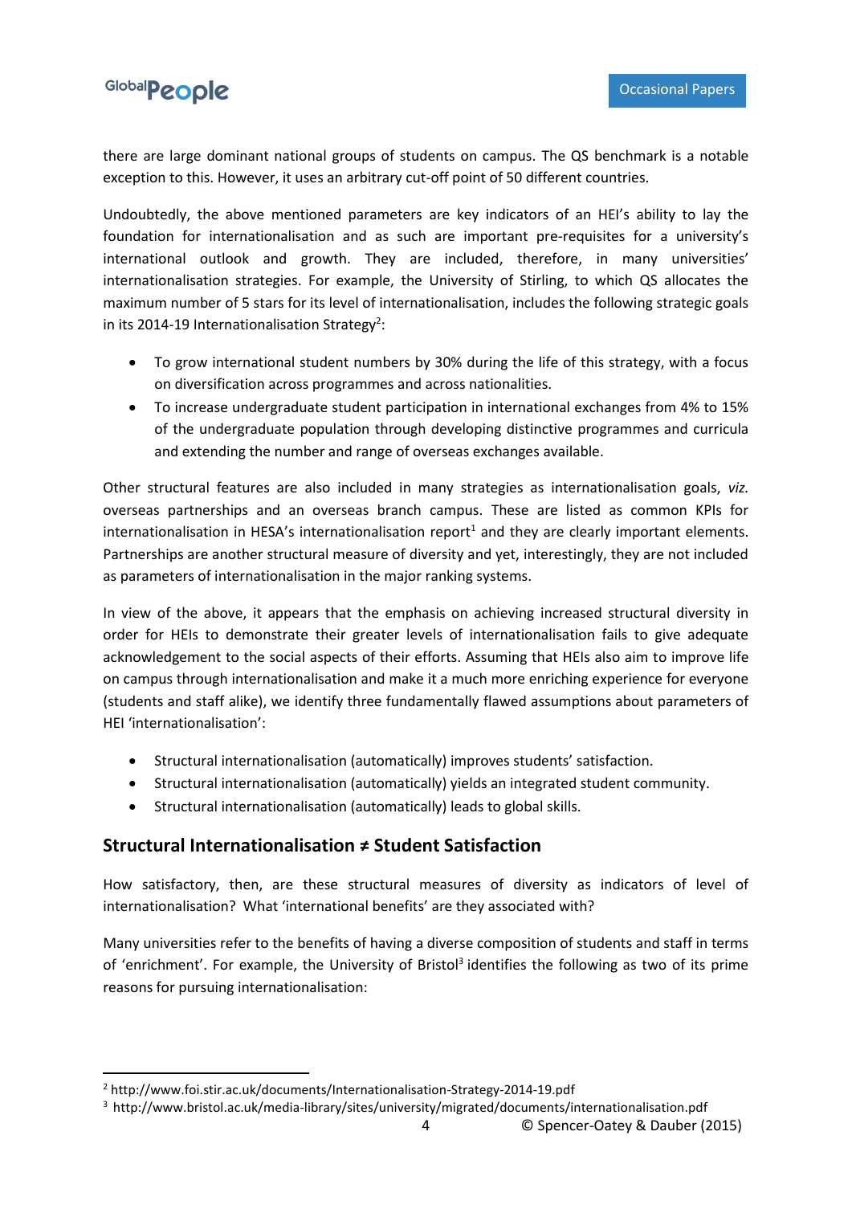there are large dominant national groups of students on campus. The QS benchmark is a notable exception to this. However, it uses an arbitrary cut-off point of 50 different countries.

Undoubtedly, the above mentioned parameters are key indicators of an HEI's ability to lay the foundation for internationalisation and as such are important pre-requisites for a university's international outlook and growth. They are included, therefore, in many universities' internationalisation strategies. For example, the University of Stirling, to which QS allocates the maximum number of 5 stars for its level of internationalisation, includes the following strategic goals in its 2014-19 Internationalisation Strategy[2]:

- To grow international student numbers by 30% during the life of this strategy, with a focus on diversification across programmes and across nationalities.
- To increase undergraduate student participation in international exchanges from 4% to 15% of the undergraduate population through developing distinctive programmes and curricula and extending the number and range of overseas exchanges available.

Other structural features are also included in many strategies as internationalisation goals, *viz.* overseas partnerships and an overseas branch campus. These are listed as common KPIs for internationalisation in HESA's internationalisation report[1] and they are clearly important elements. Partnerships are another structural measure of diversity and yet, interestingly, they are not included as parameters of internationalisation in the major ranking systems.

In view of the above, it appears that the emphasis on achieving increased structural diversity in order for HEIs to demonstrate their greater levels of internationalisation fails to give adequate acknowledgement to the social aspects of their efforts. Assuming that HEIs also aim to improve life on campus through internationalisation and make it a much more enriching experience for everyone (students and staff alike), we identify three fundamentally flawed assumptions about parameters of HEI 'internationalisation':

- Structural internationalisation (automatically) improves students' satisfaction.
- Structural internationalisation (automatically) yields an integrated student community.
- Structural internationalisation (automatically) leads to global skills.

## Structural Internationalisation ≠ Student Satisfaction

How satisfactory, then, are these structural measures of diversity as indicators of level of internationalisation? What 'international benefits' are they associated with?

Many universities refer to the benefits of having a diverse composition of students and staff in terms of 'enrichment'. For example, the University of Bristol[3] identifies the following as two of its prime reasons for pursuing internationalisation:

---

[2] http://www.foi.stir.ac.uk/documents/Internationalisation-Strategy-2014-19.pdf

[3] http://www.bristol.ac.uk/media-library/sites/university/migrated/documents/internationalisation.pdf

© Spencer-Oatey & Dauber (2015)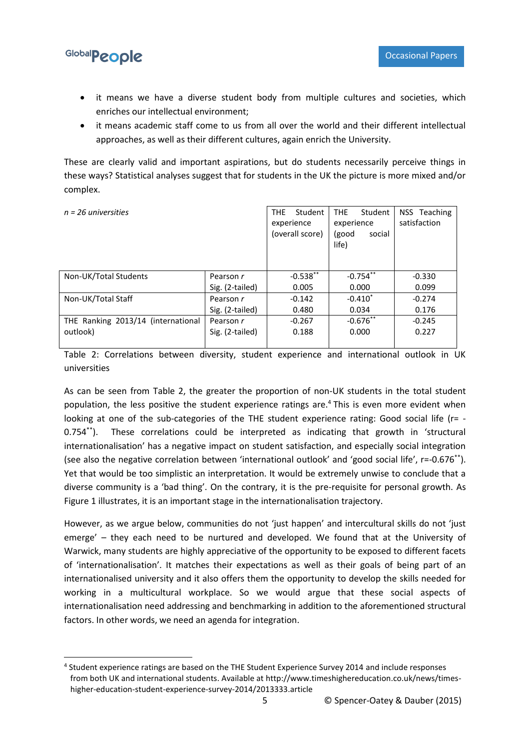- it means we have a diverse student body from multiple cultures and societies, which enriches our intellectual environment;
- it means academic staff come to us from all over the world and their different intellectual approaches, as well as their different cultures, again enrich the University.

These are clearly valid and important aspirations, but do students necessarily perceive things in these ways? Statistical analyses suggest that for students in the UK the picture is more mixed and/or complex.

| *n = 26 universities* | | THE Student experience (overall score) | THE Student experience (good social life) | NSS Teaching satisfaction |
|---|---|---|---|---|
| Non-UK/Total Students | Pearson *r*<br>Sig. (2-tailed) | -0.538\*\*<br>0.005 | -0.754\*\*<br>0.000 | -0.330<br>0.099 |
| Non-UK/Total Staff | Pearson *r*<br>Sig. (2-tailed) | -0.142<br>0.480 | -0.410\*<br>0.034 | -0.274<br>0.176 |
| THE Ranking 2013/14 (international outlook) | Pearson *r*<br>Sig. (2-tailed) | -0.267<br>0.188 | -0.676\*\*<br>0.000 | -0.245<br>0.227 |

Table 2: Correlations between diversity, student experience and international outlook in UK universities

As can be seen from Table 2, the greater the proportion of non-UK students in the total student population, the less positive the student experience ratings are.[4] This is even more evident when looking at one of the sub-categories of the THE student experience rating: Good social life (r= -0.754\*\*). These correlations could be interpreted as indicating that growth in 'structural internationalisation' has a negative impact on student satisfaction, and especially social integration (see also the negative correlation between 'international outlook' and 'good social life', r=-0.676\*\*). Yet that would be too simplistic an interpretation. It would be extremely unwise to conclude that a diverse community is a 'bad thing'. On the contrary, it is the pre-requisite for personal growth. As Figure 1 illustrates, it is an important stage in the internationalisation trajectory.

However, as we argue below, communities do not 'just happen' and intercultural skills do not 'just emerge' – they each need to be nurtured and developed. We found that at the University of Warwick, many students are highly appreciative of the opportunity to be exposed to different facets of 'internationalisation'. It matches their expectations as well as their goals of being part of an internationalised university and it also offers them the opportunity to develop the skills needed for working in a multicultural workplace. So we would argue that these social aspects of internationalisation need addressing and benchmarking in addition to the aforementioned structural factors. In other words, we need an agenda for integration.

[4] Student experience ratings are based on the THE Student Experience Survey 2014 and include responses from both UK and international students. Available at http://www.timeshighereducation.co.uk/news/times-higher-education-student-experience-survey-2014/2013333.article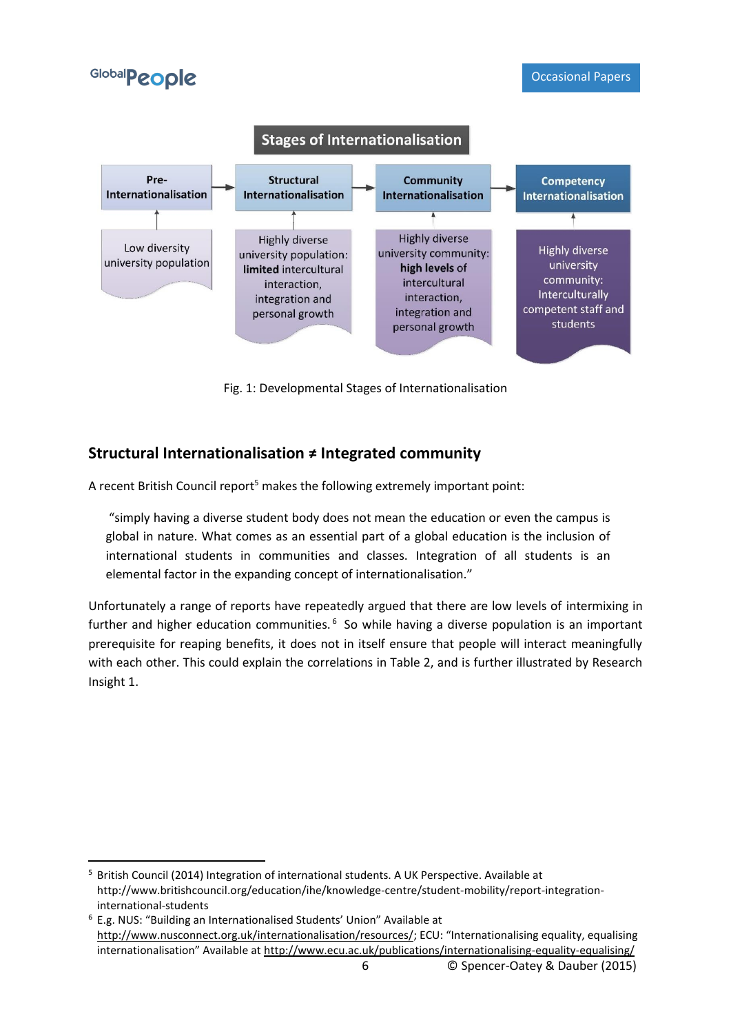**Stages of Internationalisation**

| Pre-Internationalisation | Structural Internationalisation | Community Internationalisation | Competency Internationalisation |
|---|---|---|---|
| Low diversity university population | Highly diverse university population: **limited** intercultural interaction, integration and personal growth | Highly diverse university community: **high levels** of intercultural interaction, integration and personal growth | Highly diverse university community: Interculturally competent staff and students |

Fig. 1: Developmental Stages of Internationalisation

## Structural Internationalisation ≠ Integrated community

A recent British Council report[5] makes the following extremely important point:

> "simply having a diverse student body does not mean the education or even the campus is global in nature. What comes as an essential part of a global education is the inclusion of international students in communities and classes. Integration of all students is an elemental factor in the expanding concept of internationalisation."

Unfortunately a range of reports have repeatedly argued that there are low levels of intermixing in further and higher education communities.[6] So while having a diverse population is an important prerequisite for reaping benefits, it does not in itself ensure that people will interact meaningfully with each other. This could explain the correlations in Table 2, and is further illustrated by Research Insight 1.

---

[5] British Council (2014) Integration of international students. A UK Perspective. Available at http://www.britishcouncil.org/education/ihe/knowledge-centre/student-mobility/report-integration-international-students

[6] E.g. NUS: "Building an Internationalised Students' Union" Available at http://www.nusconnect.org.uk/internationalisation/resources/; ECU: "Internationalising equality, equalising internationalisation" Available at http://www.ecu.ac.uk/publications/internationalising-equality-equalising/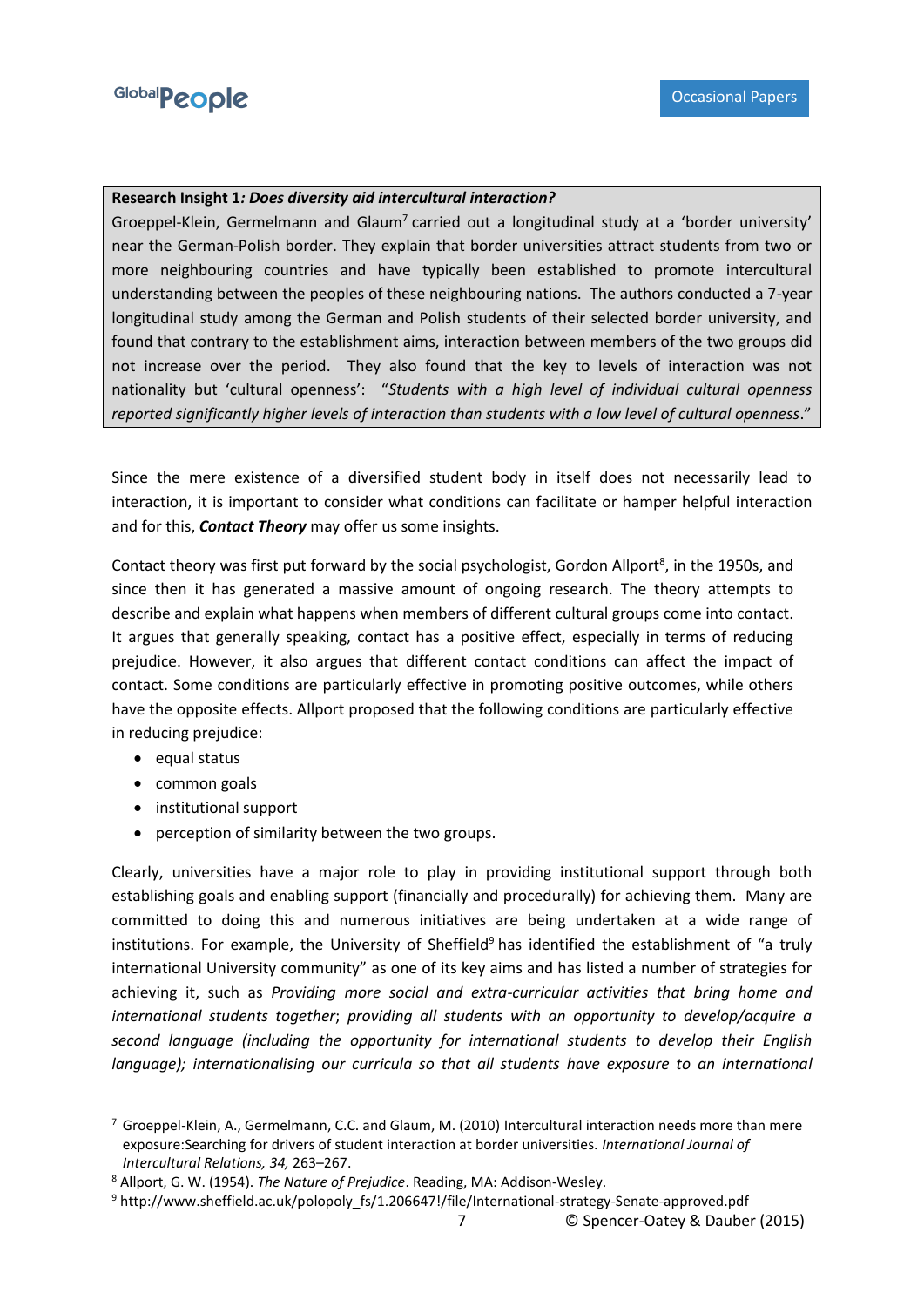**Research Insight 1*: Does diversity aid intercultural interaction?***
Groeppel-Klein, Germelmann and Glaum[7] carried out a longitudinal study at a 'border university' near the German-Polish border. They explain that border universities attract students from two or more neighbouring countries and have typically been established to promote intercultural understanding between the peoples of these neighbouring nations. The authors conducted a 7-year longitudinal study among the German and Polish students of their selected border university, and found that contrary to the establishment aims, interaction between members of the two groups did not increase over the period. They also found that the key to levels of interaction was not nationality but 'cultural openness': "*Students with a high level of individual cultural openness reported significantly higher levels of interaction than students with a low level of cultural openness*."

Since the mere existence of a diversified student body in itself does not necessarily lead to interaction, it is important to consider what conditions can facilitate or hamper helpful interaction and for this, ***Contact Theory*** may offer us some insights.

Contact theory was first put forward by the social psychologist, Gordon Allport[8], in the 1950s, and since then it has generated a massive amount of ongoing research. The theory attempts to describe and explain what happens when members of different cultural groups come into contact. It argues that generally speaking, contact has a positive effect, especially in terms of reducing prejudice. However, it also argues that different contact conditions can affect the impact of contact. Some conditions are particularly effective in promoting positive outcomes, while others have the opposite effects. Allport proposed that the following conditions are particularly effective in reducing prejudice:

- equal status
- common goals
- institutional support
- perception of similarity between the two groups.

Clearly, universities have a major role to play in providing institutional support through both establishing goals and enabling support (financially and procedurally) for achieving them. Many are committed to doing this and numerous initiatives are being undertaken at a wide range of institutions. For example, the University of Sheffield[9] has identified the establishment of "a truly international University community" as one of its key aims and has listed a number of strategies for achieving it, such as *Providing more social and extra-curricular activities that bring home and international students together*; *providing all students with an opportunity to develop/acquire a second language (including the opportunity for international students to develop their English language); internationalising our curricula so that all students have exposure to an international*

---

[7] Groeppel-Klein, A., Germelmann, C.C. and Glaum, M. (2010) Intercultural interaction needs more than mere exposure:Searching for drivers of student interaction at border universities. *International Journal of Intercultural Relations, 34,* 263–267.

[8] Allport, G. W. (1954). *The Nature of Prejudice*. Reading, MA: Addison-Wesley.

[9] http://www.sheffield.ac.uk/polopoly_fs/1.206647!/file/International-strategy-Senate-approved.pdf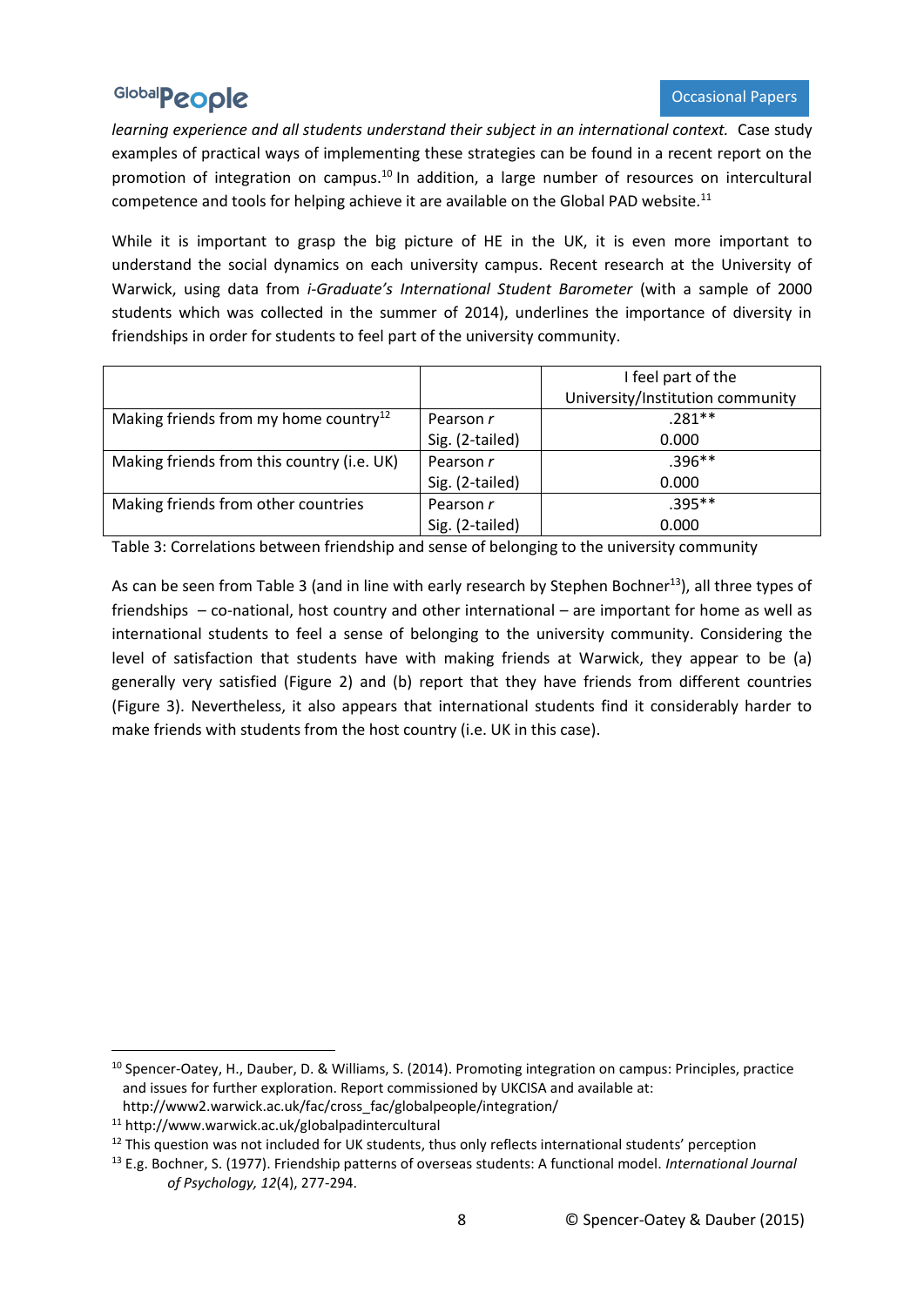*learning experience and all students understand their subject in an international context.* Case study examples of practical ways of implementing these strategies can be found in a recent report on the promotion of integration on campus.[10] In addition, a large number of resources on intercultural competence and tools for helping achieve it are available on the Global PAD website.[11]

While it is important to grasp the big picture of HE in the UK, it is even more important to understand the social dynamics on each university campus. Recent research at the University of Warwick, using data from *i-Graduate's International Student Barometer* (with a sample of 2000 students which was collected in the summer of 2014), underlines the importance of diversity in friendships in order for students to feel part of the university community.

| | | I feel part of the University/Institution community |
|---|---|---|
| Making friends from my home country[12] | Pearson *r* | .281** |
| | Sig. (2-tailed) | 0.000 |
| Making friends from this country (i.e. UK) | Pearson *r* | .396** |
| | Sig. (2-tailed) | 0.000 |
| Making friends from other countries | Pearson *r* | .395** |
| | Sig. (2-tailed) | 0.000 |

Table 3: Correlations between friendship and sense of belonging to the university community

As can be seen from Table 3 (and in line with early research by Stephen Bochner[13]), all three types of friendships – co-national, host country and other international – are important for home as well as international students to feel a sense of belonging to the university community. Considering the level of satisfaction that students have with making friends at Warwick, they appear to be (a) generally very satisfied (Figure 2) and (b) report that they have friends from different countries (Figure 3). Nevertheless, it also appears that international students find it considerably harder to make friends with students from the host country (i.e. UK in this case).

---

[10] Spencer-Oatey, H., Dauber, D. & Williams, S. (2014). Promoting integration on campus: Principles, practice and issues for further exploration. Report commissioned by UKCISA and available at: http://www2.warwick.ac.uk/fac/cross_fac/globalpeople/integration/

[11] http://www.warwick.ac.uk/globalpadintercultural

[12] This question was not included for UK students, thus only reflects international students' perception

[13] E.g. Bochner, S. (1977). Friendship patterns of overseas students: A functional model. *International Journal of Psychology, 12*(4), 277-294.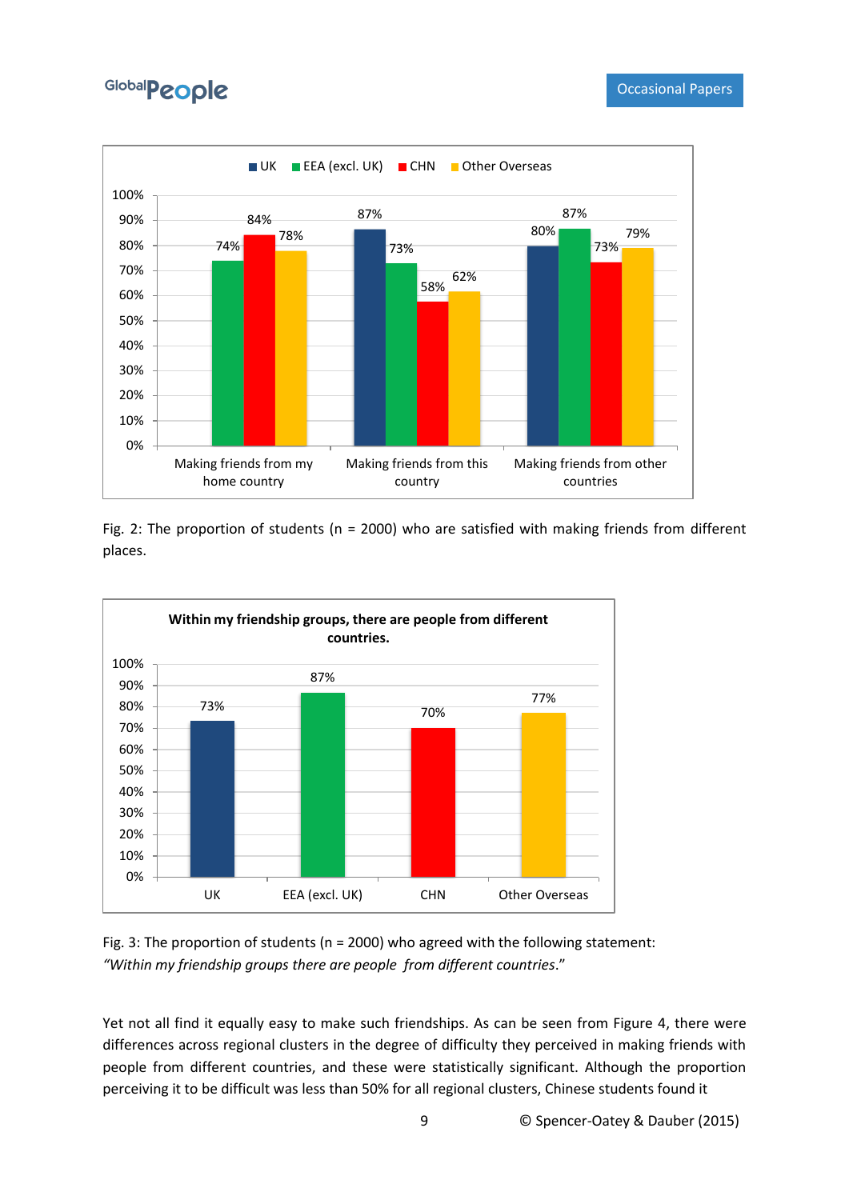Fig. 2: The proportion of students (n = 2000) who are satisfied with making friends from different places.

Fig. 3: The proportion of students (n = 2000) who agreed with the following statement: *"Within my friendship groups there are people from different countries."*

Yet not all find it equally easy to make such friendships. As can be seen from Figure 4, there were differences across regional clusters in the degree of difficulty they perceived in making friends with people from different countries, and these were statistically significant. Although the proportion perceiving it to be difficult was less than 50% for all regional clusters, Chinese students found it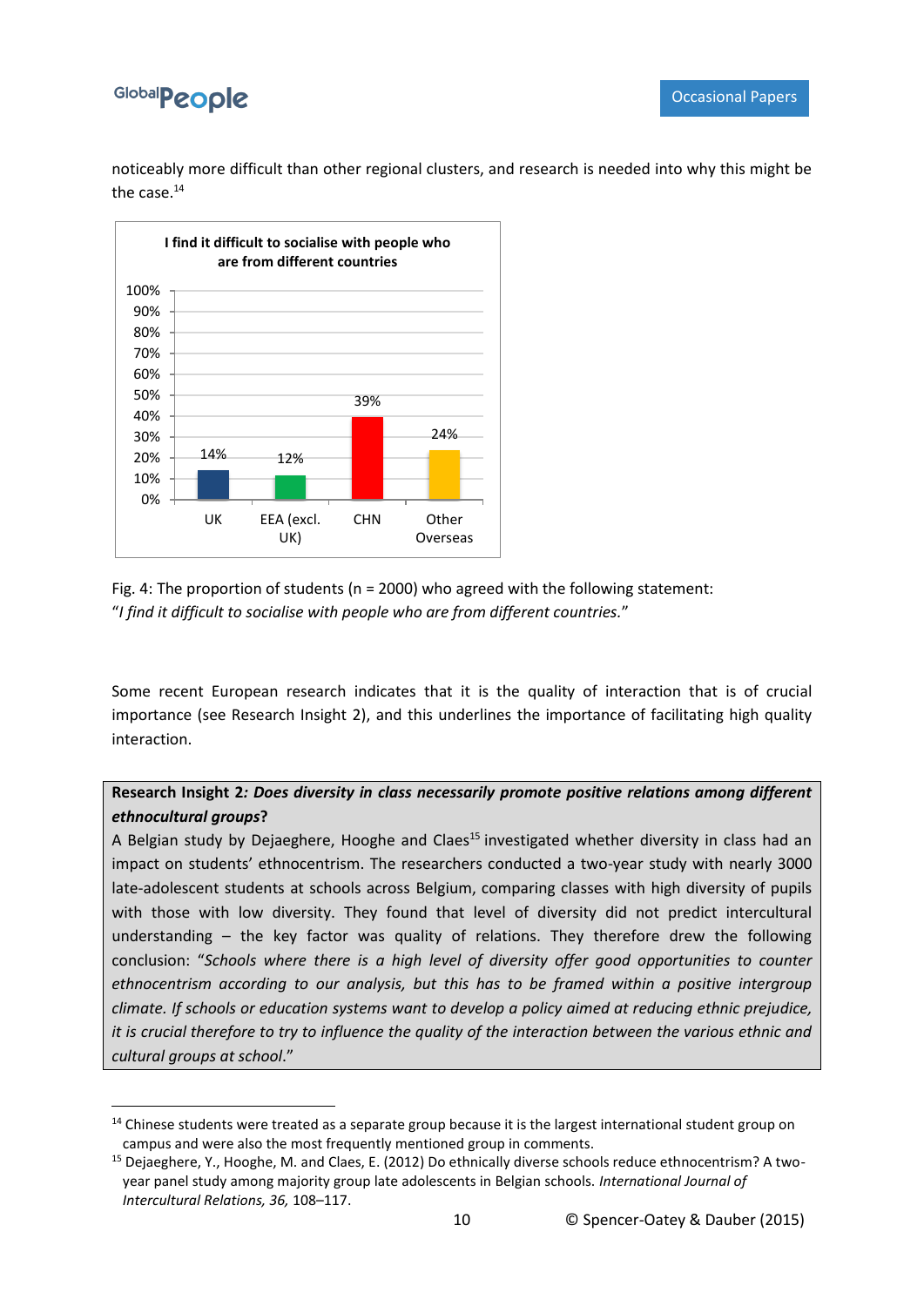noticeably more difficult than other regional clusters, and research is needed into why this might be the case.[14]

**I find it difficult to socialise with people who are from different countries**

| | UK | EEA (excl. UK) | CHN | Other Overseas |
|---|---|---|---|---|
| | 14% | 12% | 39% | 24% |

Fig. 4: The proportion of students (n = 2000) who agreed with the following statement: "*I find it difficult to socialise with people who are from different countries.*"

Some recent European research indicates that it is the quality of interaction that is of crucial importance (see Research Insight 2), and this underlines the importance of facilitating high quality interaction.

**Research Insight 2*: Does diversity in class necessarily promote positive relations among different ethnocultural groups*?**

A Belgian study by Dejaeghere, Hooghe and Claes[15] investigated whether diversity in class had an impact on students' ethnocentrism. The researchers conducted a two-year study with nearly 3000 late-adolescent students at schools across Belgium, comparing classes with high diversity of pupils with those with low diversity. They found that level of diversity did not predict intercultural understanding – the key factor was quality of relations. They therefore drew the following conclusion: "*Schools where there is a high level of diversity offer good opportunities to counter ethnocentrism according to our analysis, but this has to be framed within a positive intergroup climate. If schools or education systems want to develop a policy aimed at reducing ethnic prejudice, it is crucial therefore to try to influence the quality of the interaction between the various ethnic and cultural groups at school*."

---

[14] Chinese students were treated as a separate group because it is the largest international student group on campus and were also the most frequently mentioned group in comments.

[15] Dejaeghere, Y., Hooghe, M. and Claes, E. (2012) Do ethnically diverse schools reduce ethnocentrism? A two-year panel study among majority group late adolescents in Belgian schools. *International Journal of Intercultural Relations, 36,* 108–117.

© Spencer-Oatey & Dauber (2015)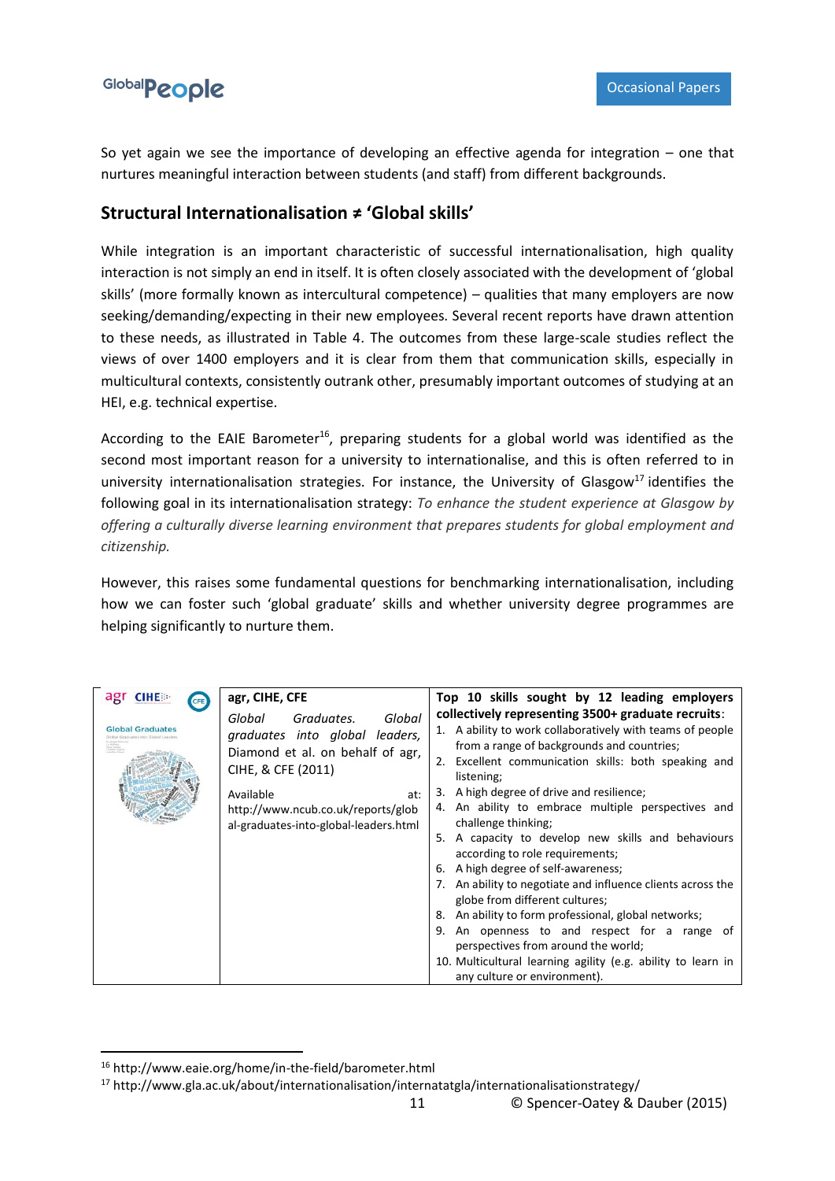So yet again we see the importance of developing an effective agenda for integration – one that nurtures meaningful interaction between students (and staff) from different backgrounds.

## Structural Internationalisation ≠ 'Global skills'

While integration is an important characteristic of successful internationalisation, high quality interaction is not simply an end in itself. It is often closely associated with the development of 'global skills' (more formally known as intercultural competence) – qualities that many employers are now seeking/demanding/expecting in their new employees. Several recent reports have drawn attention to these needs, as illustrated in Table 4. The outcomes from these large-scale studies reflect the views of over 1400 employers and it is clear from them that communication skills, especially in multicultural contexts, consistently outrank other, presumably important outcomes of studying at an HEI, e.g. technical expertise.

According to the EAIE Barometer[16], preparing students for a global world was identified as the second most important reason for a university to internationalise, and this is often referred to in university internationalisation strategies. For instance, the University of Glasgow[17] identifies the following goal in its internationalisation strategy: *To enhance the student experience at Glasgow by offering a culturally diverse learning environment that prepares students for global employment and citizenship.*

However, this raises some fundamental questions for benchmarking internationalisation, including how we can foster such 'global graduate' skills and whether university degree programmes are helping significantly to nurture them.

| | | |
|---|---|---|
| agr CIHE CFE Global Graduates | **agr, CIHE, CFE**<br><br>*Global Graduates. Global graduates into global leaders,* Diamond et al. on behalf of agr, CIHE, & CFE (2011)<br><br>Available at: http://www.ncub.co.uk/reports/global-graduates-into-global-leaders.html | **Top 10 skills sought by 12 leading employers collectively representing 3500+ graduate recruits**:<br>1. A ability to work collaboratively with teams of people from a range of backgrounds and countries;<br>2. Excellent communication skills: both speaking and listening;<br>3. A high degree of drive and resilience;<br>4. An ability to embrace multiple perspectives and challenge thinking;<br>5. A capacity to develop new skills and behaviours according to role requirements;<br>6. A high degree of self-awareness;<br>7. An ability to negotiate and influence clients across the globe from different cultures;<br>8. An ability to form professional, global networks;<br>9. An openness to and respect for a range of perspectives from around the world;<br>10. Multicultural learning agility (e.g. ability to learn in any culture or environment). |

[16] http://www.eaie.org/home/in-the-field/barometer.html

[17] http://www.gla.ac.uk/about/internationalisation/internatgla/internationalisationstrategy/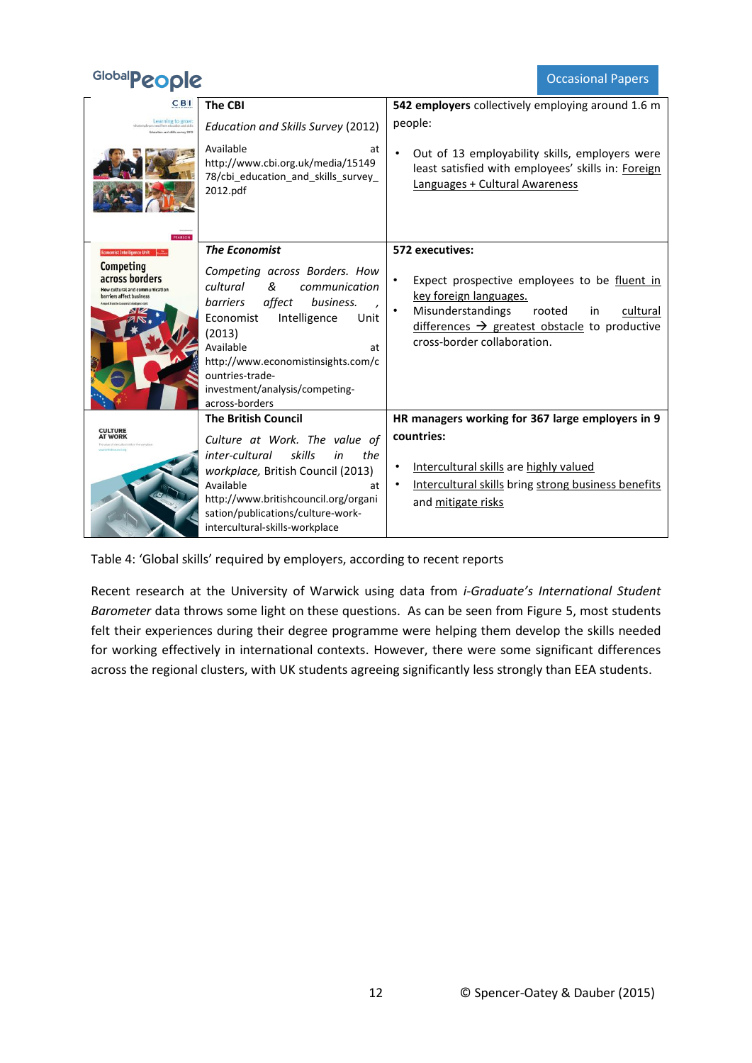| | | |
|---|---|---|
| | **The CBI**<br><br>*Education and Skills Survey* (2012)<br><br>Available at http://www.cbi.org.uk/media/1514978/cbi_education_and_skills_survey_2012.pdf | **542 employers** collectively employing around 1.6 m people:<br><br>• Out of 13 employability skills, employers were least satisfied with employees' skills in: Foreign Languages + Cultural Awareness |
| | ***The Economist***<br><br>*Competing across Borders. How cultural & communication barriers affect business*, Economist Intelligence Unit (2013)<br>Available at http://www.economistinsights.com/countries-trade-investment/analysis/competing-across-borders | **572 executives:**<br><br>• Expect prospective employees to be fluent in key foreign languages.<br>• Misunderstandings rooted in cultural differences → greatest obstacle to productive cross-border collaboration. |
| | **The British Council**<br><br>*Culture at Work. The value of inter-cultural skills in the workplace,* British Council (2013)<br>Available at http://www.britishcouncil.org/organisation/publications/culture-work-intercultural-skills-workplace | **HR managers working for 367 large employers in 9 countries:**<br><br>• Intercultural skills are highly valued<br>• Intercultural skills bring strong business benefits and mitigate risks |

Table 4: 'Global skills' required by employers, according to recent reports

Recent research at the University of Warwick using data from *i-Graduate's International Student Barometer* data throws some light on these questions. As can be seen from Figure 5, most students felt their experiences during their degree programme were helping them develop the skills needed for working effectively in international contexts. However, there were some significant differences across the regional clusters, with UK students agreeing significantly less strongly than EEA students.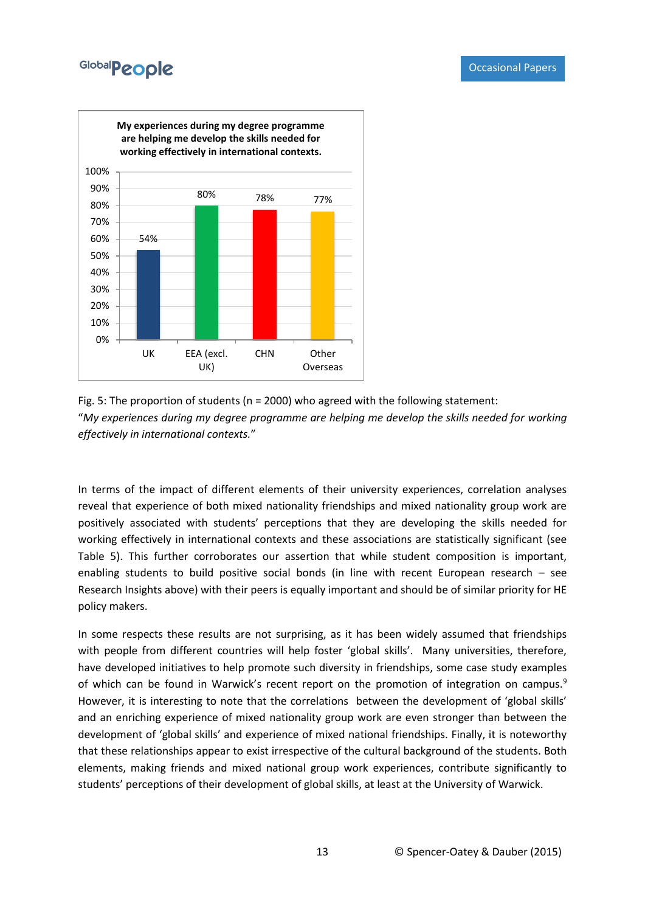Fig. 5: The proportion of students (n = 2000) who agreed with the following statement:
"*My experiences during my degree programme are helping me develop the skills needed for working effectively in international contexts.*"

In terms of the impact of different elements of their university experiences, correlation analyses reveal that experience of both mixed nationality friendships and mixed nationality group work are positively associated with students' perceptions that they are developing the skills needed for working effectively in international contexts and these associations are statistically significant (see Table 5). This further corroborates our assertion that while student composition is important, enabling students to build positive social bonds (in line with recent European research – see Research Insights above) with their peers is equally important and should be of similar priority for HE policy makers.

In some respects these results are not surprising, as it has been widely assumed that friendships with people from different countries will help foster 'global skills'. Many universities, therefore, have developed initiatives to help promote such diversity in friendships, some case study examples of which can be found in Warwick's recent report on the promotion of integration on campus.[9] However, it is interesting to note that the correlations between the development of 'global skills' and an enriching experience of mixed nationality group work are even stronger than between the development of 'global skills' and experience of mixed national friendships. Finally, it is noteworthy that these relationships appear to exist irrespective of the cultural background of the students. Both elements, making friends and mixed national group work experiences, contribute significantly to students' perceptions of their development of global skills, at least at the University of Warwick.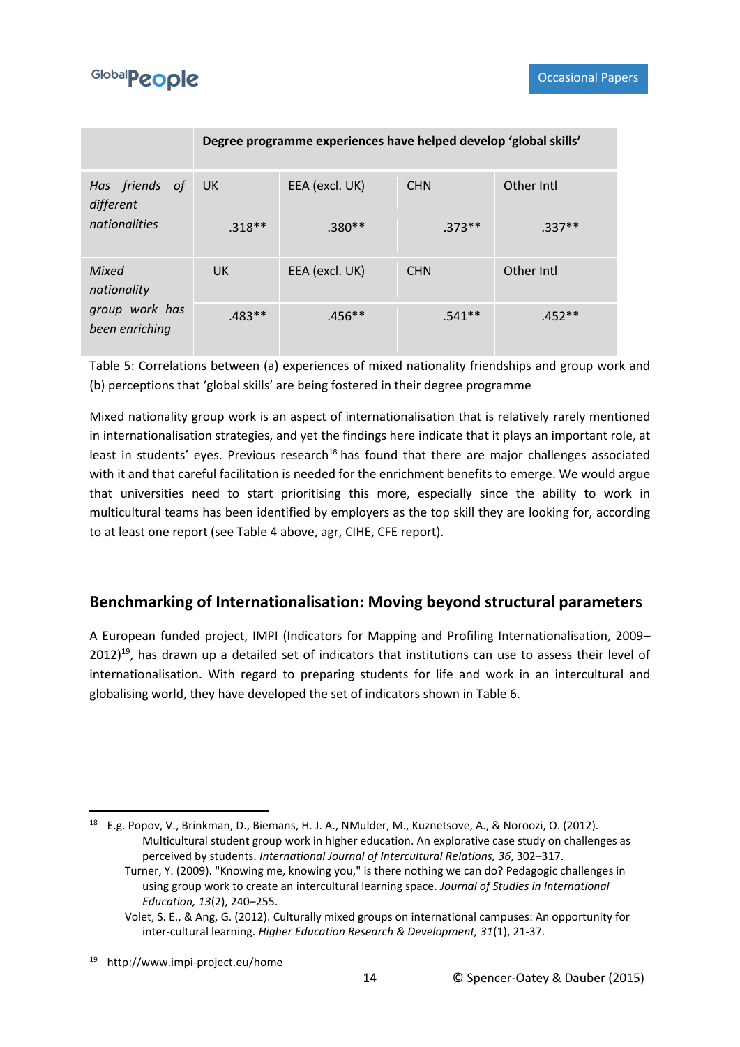| | Degree programme experiences have helped develop 'global skills' | | | |
|---|---|---|---|---|
| *Has friends of different nationalities* | UK | EEA (excl. UK) | CHN | Other Intl |
| | .318** | .380** | .373** | .337** |
| *Mixed nationality group work has been enriching* | UK | EEA (excl. UK) | CHN | Other Intl |
| | .483** | .456** | .541** | .452** |

Table 5: Correlations between (a) experiences of mixed nationality friendships and group work and (b) perceptions that 'global skills' are being fostered in their degree programme

Mixed nationality group work is an aspect of internationalisation that is relatively rarely mentioned in internationalisation strategies, and yet the findings here indicate that it plays an important role, at least in students' eyes. Previous research[18] has found that there are major challenges associated with it and that careful facilitation is needed for the enrichment benefits to emerge. We would argue that universities need to start prioritising this more, especially since the ability to work in multicultural teams has been identified by employers as the top skill they are looking for, according to at least one report (see Table 4 above, agr, CIHE, CFE report).

## Benchmarking of Internationalisation: Moving beyond structural parameters

A European funded project, IMPI (Indicators for Mapping and Profiling Internationalisation, 2009–2012)[19], has drawn up a detailed set of indicators that institutions can use to assess their level of internationalisation. With regard to preparing students for life and work in an intercultural and globalising world, they have developed the set of indicators shown in Table 6.

---

[18] E.g. Popov, V., Brinkman, D., Biemans, H. J. A., NMulder, M., Kuznetsove, A., & Noroozi, O. (2012). Multicultural student group work in higher education. An explorative case study on challenges as perceived by students. *International Journal of Intercultural Relations, 36*, 302–317.
Turner, Y. (2009). "Knowing me, knowing you," is there nothing we can do? Pedagogic challenges in using group work to create an intercultural learning space. *Journal of Studies in International Education, 13*(2), 240–255.
Volet, S. E., & Ang, G. (2012). Culturally mixed groups on international campuses: An opportunity for inter-cultural learning. *Higher Education Research & Development, 31*(1), 21-37.

[19] http://www.impi-project.eu/home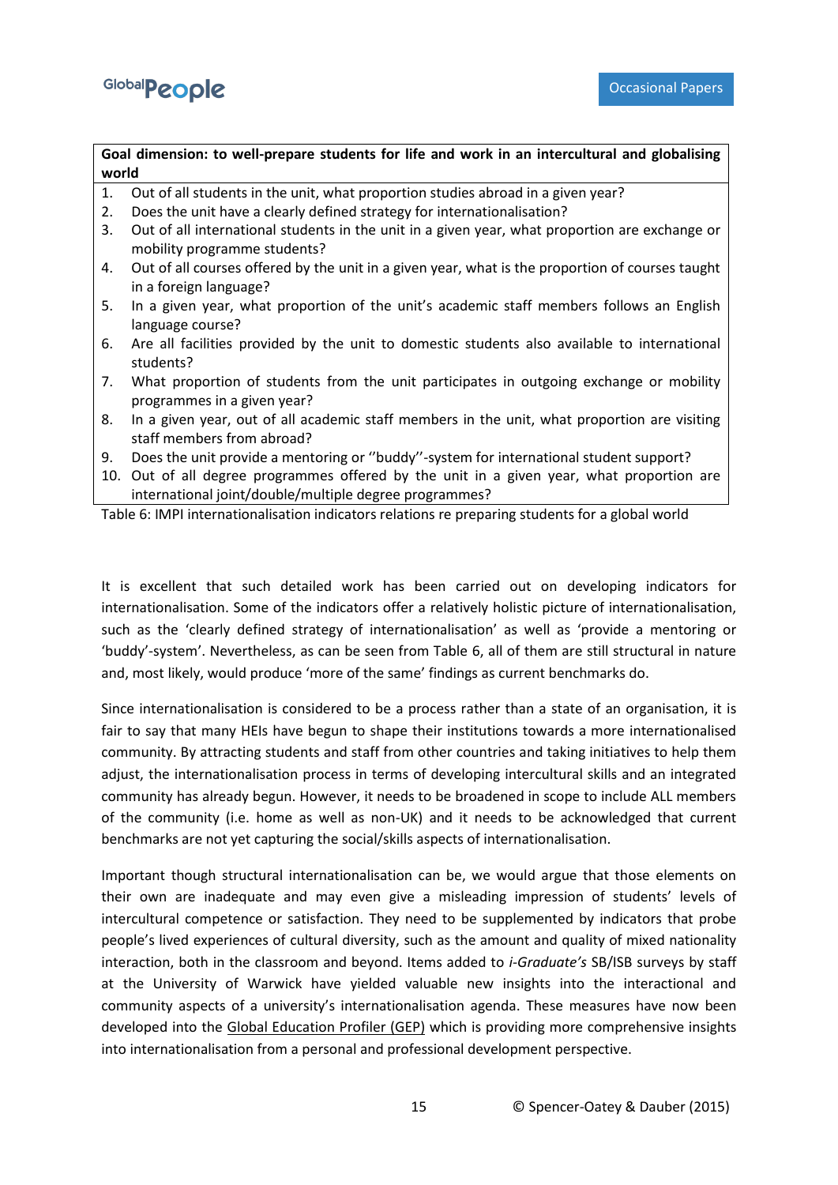| Goal dimension: to well-prepare students for life and work in an intercultural and globalising world |
| --- |
| 1. Out of all students in the unit, what proportion studies abroad in a given year? |
| 2. Does the unit have a clearly defined strategy for internationalisation? |
| 3. Out of all international students in the unit in a given year, what proportion are exchange or mobility programme students? |
| 4. Out of all courses offered by the unit in a given year, what is the proportion of courses taught in a foreign language? |
| 5. In a given year, what proportion of the unit's academic staff members follows an English language course? |
| 6. Are all facilities provided by the unit to domestic students also available to international students? |
| 7. What proportion of students from the unit participates in outgoing exchange or mobility programmes in a given year? |
| 8. In a given year, out of all academic staff members in the unit, what proportion are visiting staff members from abroad? |
| 9. Does the unit provide a mentoring or ''buddy''-system for international student support? |
| 10. Out of all degree programmes offered by the unit in a given year, what proportion are international joint/double/multiple degree programmes? |

Table 6: IMPI internationalisation indicators relations re preparing students for a global world

It is excellent that such detailed work has been carried out on developing indicators for internationalisation. Some of the indicators offer a relatively holistic picture of internationalisation, such as the 'clearly defined strategy of internationalisation' as well as 'provide a mentoring or 'buddy'-system'. Nevertheless, as can be seen from Table 6, all of them are still structural in nature and, most likely, would produce 'more of the same' findings as current benchmarks do.

Since internationalisation is considered to be a process rather than a state of an organisation, it is fair to say that many HEIs have begun to shape their institutions towards a more internationalised community. By attracting students and staff from other countries and taking initiatives to help them adjust, the internationalisation process in terms of developing intercultural skills and an integrated community has already begun. However, it needs to be broadened in scope to include ALL members of the community (i.e. home as well as non-UK) and it needs to be acknowledged that current benchmarks are not yet capturing the social/skills aspects of internationalisation.

Important though structural internationalisation can be, we would argue that those elements on their own are inadequate and may even give a misleading impression of students' levels of intercultural competence or satisfaction. They need to be supplemented by indicators that probe people's lived experiences of cultural diversity, such as the amount and quality of mixed nationality interaction, both in the classroom and beyond. Items added to *i-Graduate's* SB/ISB surveys by staff at the University of Warwick have yielded valuable new insights into the interactional and community aspects of a university's internationalisation agenda. These measures have now been developed into the Global Education Profiler (GEP) which is providing more comprehensive insights into internationalisation from a personal and professional development perspective.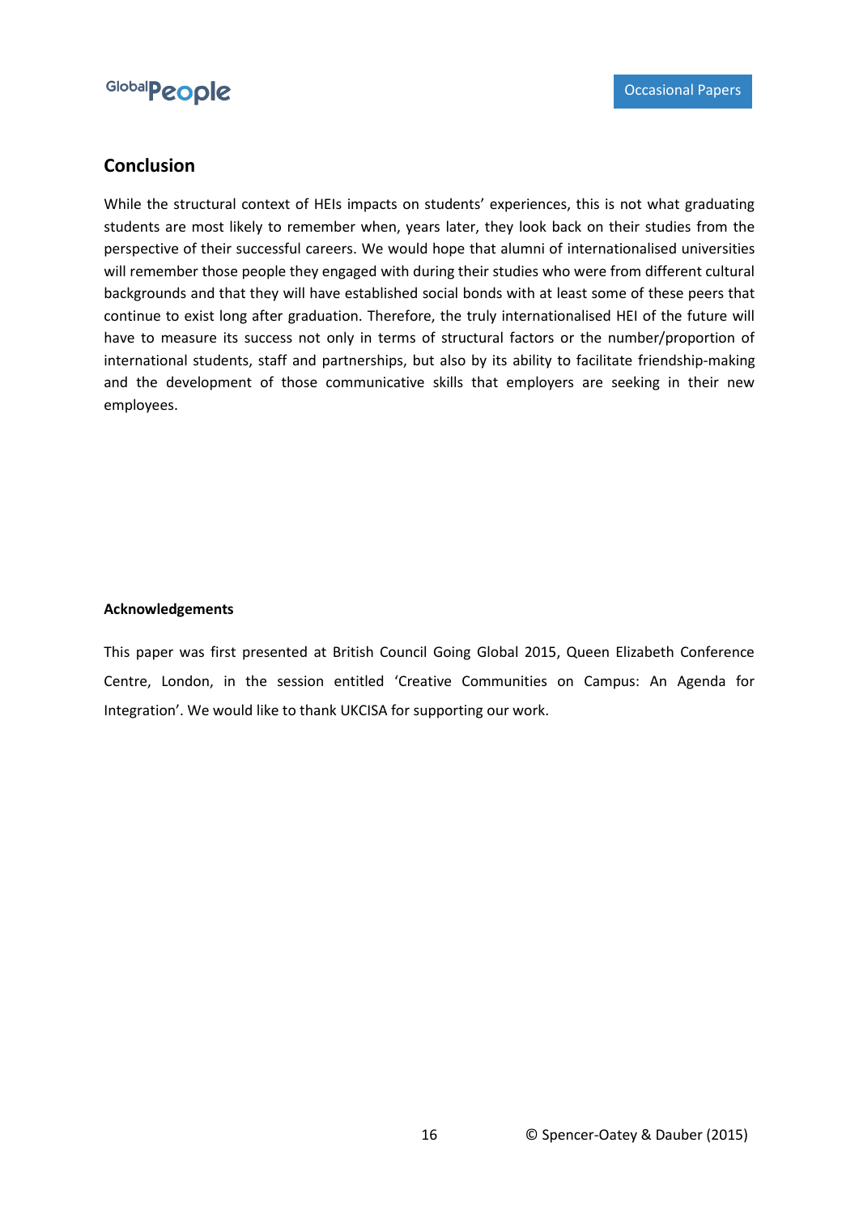## Conclusion

While the structural context of HEIs impacts on students' experiences, this is not what graduating students are most likely to remember when, years later, they look back on their studies from the perspective of their successful careers. We would hope that alumni of internationalised universities will remember those people they engaged with during their studies who were from different cultural backgrounds and that they will have established social bonds with at least some of these peers that continue to exist long after graduation. Therefore, the truly internationalised HEI of the future will have to measure its success not only in terms of structural factors or the number/proportion of international students, staff and partnerships, but also by its ability to facilitate friendship-making and the development of those communicative skills that employers are seeking in their new employees.

**Acknowledgements**

This paper was first presented at British Council Going Global 2015, Queen Elizabeth Conference Centre, London, in the session entitled 'Creative Communities on Campus: An Agenda for Integration'. We would like to thank UKCISA for supporting our work.